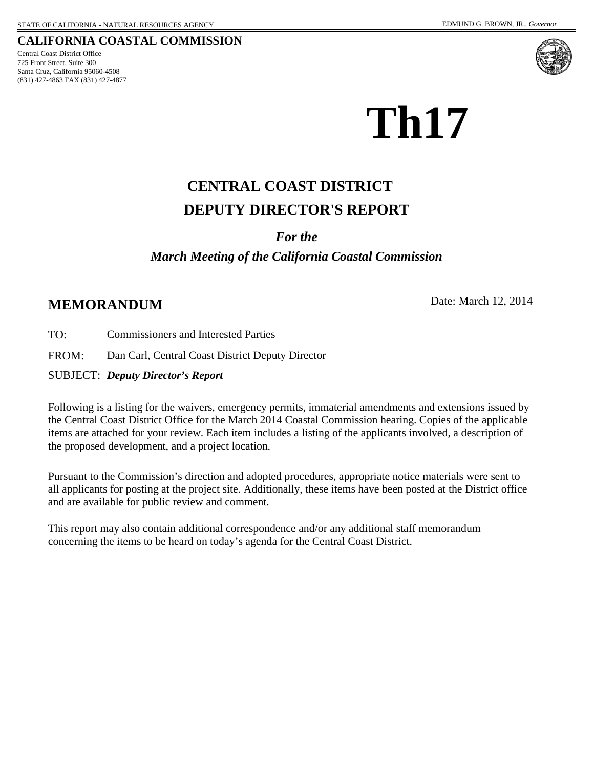STATE OF CALIFORNIA - NATURAL RESOURCES AGENCY

EDMUND G. BROWN, JR., *Governor*

**CALIFORNIA COASTAL COMMISSION**

Central Coast District Office
725 Front Street, Suite 300
Santa Cruz, California 95060-4508
(831) 427-4863 FAX (831) 427-4877

# Th17

## CENTRAL COAST DISTRICT DEPUTY DIRECTOR'S REPORT

***For the***

***March Meeting of the California Coastal Commission***

## MEMORANDUM

Date: March 12, 2014

TO: Commissioners and Interested Parties

FROM: Dan Carl, Central Coast District Deputy Director

SUBJECT: ***Deputy Director's Report***

Following is a listing for the waivers, emergency permits, immaterial amendments and extensions issued by the Central Coast District Office for the March 2014 Coastal Commission hearing. Copies of the applicable items are attached for your review. Each item includes a listing of the applicants involved, a description of the proposed development, and a project location.

Pursuant to the Commission's direction and adopted procedures, appropriate notice materials were sent to all applicants for posting at the project site. Additionally, these items have been posted at the District office and are available for public review and comment.

This report may also contain additional correspondence and/or any additional staff memorandum concerning the items to be heard on today's agenda for the Central Coast District.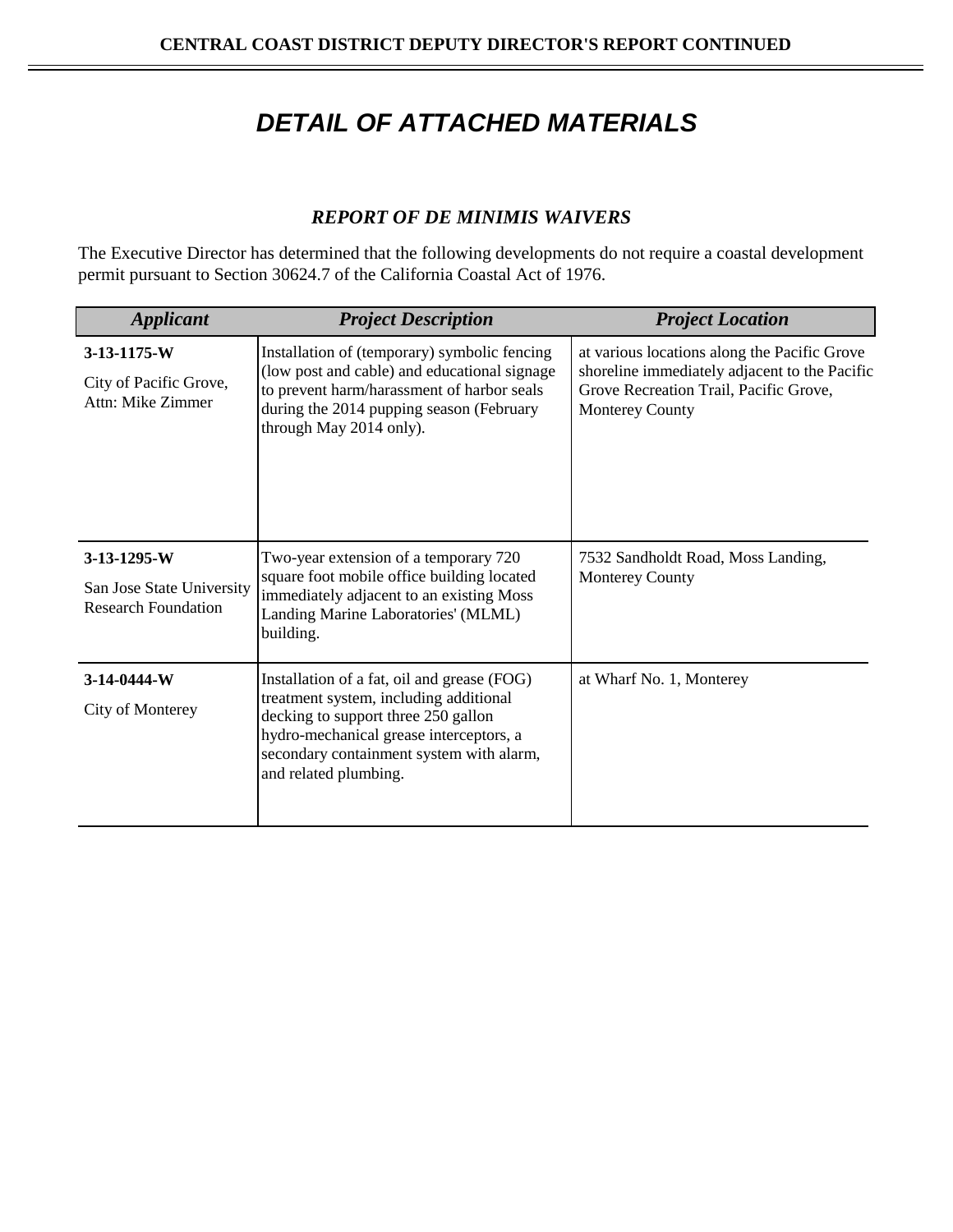# *DETAIL OF ATTACHED MATERIALS*

### *REPORT OF DE MINIMIS WAIVERS*

The Executive Director has determined that the following developments do not require a coastal development permit pursuant to Section 30624.7 of the California Coastal Act of 1976.

| *Applicant* | *Project Description* | *Project Location* |
| --- | --- | --- |
| **3-13-1175-W**<br>City of Pacific Grove, Attn: Mike Zimmer | Installation of (temporary) symbolic fencing (low post and cable) and educational signage to prevent harm/harassment of harbor seals during the 2014 pupping season (February through May 2014 only). | at various locations along the Pacific Grove shoreline immediately adjacent to the Pacific Grove Recreation Trail, Pacific Grove, Monterey County |
| **3-13-1295-W**<br>San Jose State University Research Foundation | Two-year extension of a temporary 720 square foot mobile office building located immediately adjacent to an existing Moss Landing Marine Laboratories' (MLML) building. | 7532 Sandholdt Road, Moss Landing, Monterey County |
| **3-14-0444-W**<br>City of Monterey | Installation of a fat, oil and grease (FOG) treatment system, including additional decking to support three 250 gallon hydro-mechanical grease interceptors, a secondary containment system with alarm, and related plumbing. | at Wharf No. 1, Monterey |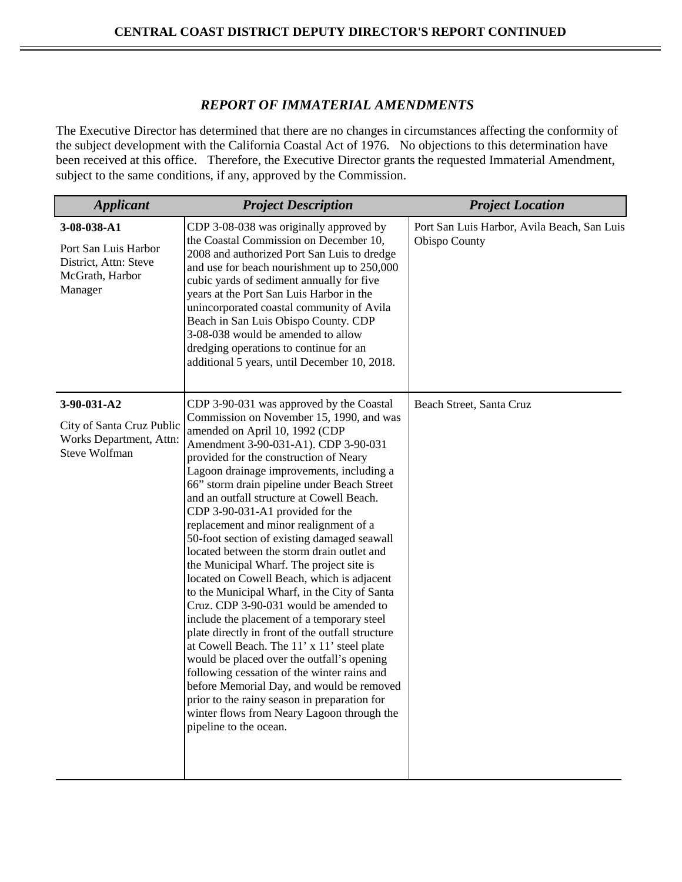### *REPORT OF IMMATERIAL AMENDMENTS*

The Executive Director has determined that there are no changes in circumstances affecting the conformity of the subject development with the California Coastal Act of 1976. No objections to this determination have been received at this office. Therefore, the Executive Director grants the requested Immaterial Amendment, subject to the same conditions, if any, approved by the Commission.

| *Applicant* | *Project Description* | *Project Location* |
|---|---|---|
| **3-08-038-A1**<br><br>Port San Luis Harbor District, Attn: Steve McGrath, Harbor Manager | CDP 3-08-038 was originally approved by the Coastal Commission on December 10, 2008 and authorized Port San Luis to dredge and use for beach nourishment up to 250,000 cubic yards of sediment annually for five years at the Port San Luis Harbor in the unincorporated coastal community of Avila Beach in San Luis Obispo County. CDP 3-08-038 would be amended to allow dredging operations to continue for an additional 5 years, until December 10, 2018. | Port San Luis Harbor, Avila Beach, San Luis Obispo County |
| **3-90-031-A2**<br><br>City of Santa Cruz Public Works Department, Attn: Steve Wolfman | CDP 3-90-031 was approved by the Coastal Commission on November 15, 1990, and was amended on April 10, 1992 (CDP Amendment 3-90-031-A1). CDP 3-90-031 provided for the construction of Neary Lagoon drainage improvements, including a 66" storm drain pipeline under Beach Street and an outfall structure at Cowell Beach. CDP 3-90-031-A1 provided for the replacement and minor realignment of a 50-foot section of existing damaged seawall located between the storm drain outlet and the Municipal Wharf. The project site is located on Cowell Beach, which is adjacent to the Municipal Wharf, in the City of Santa Cruz. CDP 3-90-031 would be amended to include the placement of a temporary steel plate directly in front of the outfall structure at Cowell Beach. The 11' x 11' steel plate would be placed over the outfall's opening following cessation of the winter rains and before Memorial Day, and would be removed prior to the rainy season in preparation for winter flows from Neary Lagoon through the pipeline to the ocean. | Beach Street, Santa Cruz |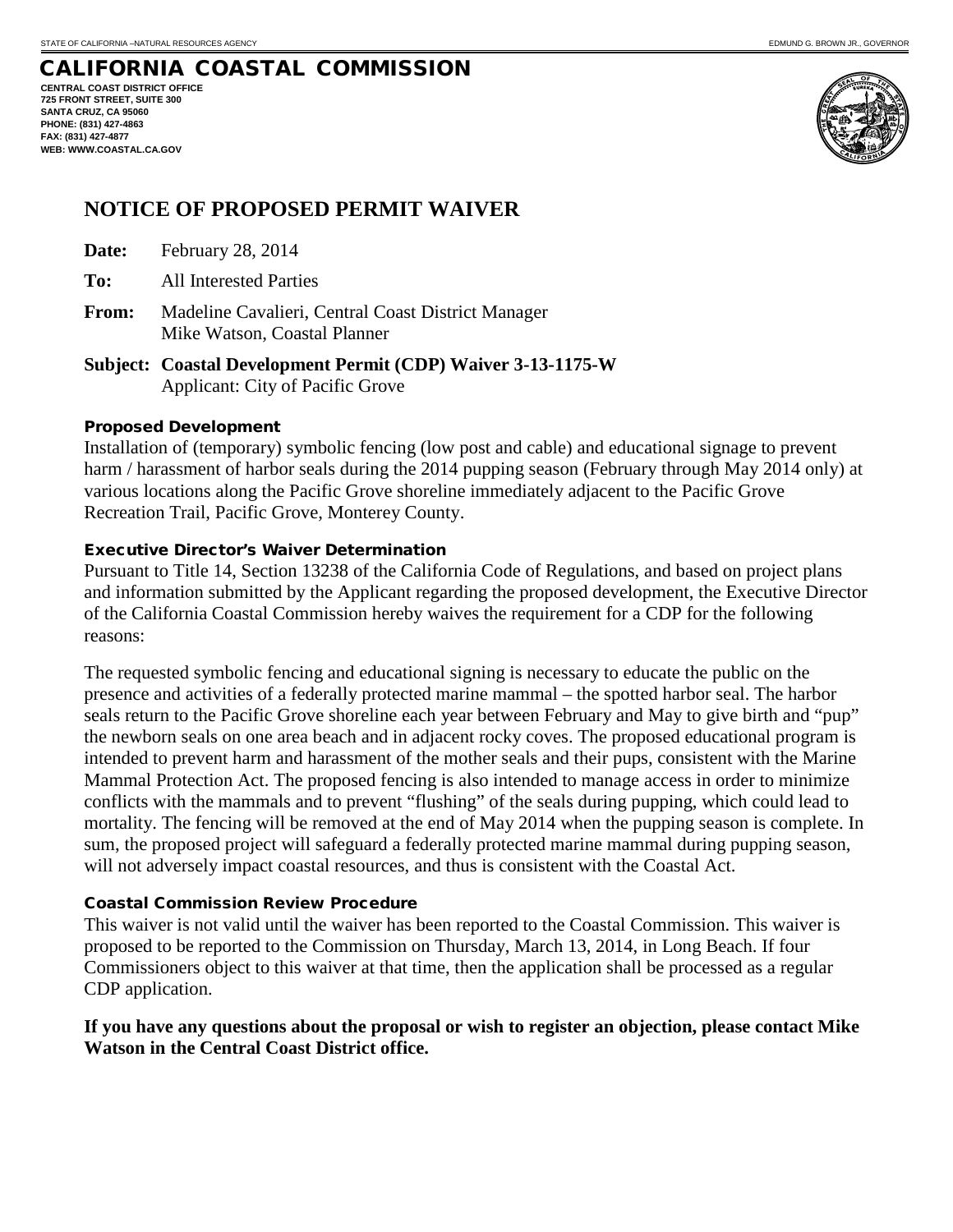STATE OF CALIFORNIA –NATURAL RESOURCES AGENCY EDMUND G. BROWN JR., GOVERNOR

# CALIFORNIA COASTAL COMMISSION

**CENTRAL COAST DISTRICT OFFICE**
**725 FRONT STREET, SUITE 300**
**SANTA CRUZ, CA 95060**
**PHONE: (831) 427-4863**
**FAX: (831) 427-4877**
**WEB: WWW.COASTAL.CA.GOV**

## NOTICE OF PROPOSED PERMIT WAIVER

**Date:** February 28, 2014

**To:** All Interested Parties

**From:** Madeline Cavalieri, Central Coast District Manager
Mike Watson, Coastal Planner

**Subject: Coastal Development Permit (CDP) Waiver 3-13-1175-W**
Applicant: City of Pacific Grove

### Proposed Development

Installation of (temporary) symbolic fencing (low post and cable) and educational signage to prevent harm / harassment of harbor seals during the 2014 pupping season (February through May 2014 only) at various locations along the Pacific Grove shoreline immediately adjacent to the Pacific Grove Recreation Trail, Pacific Grove, Monterey County.

### Executive Director's Waiver Determination

Pursuant to Title 14, Section 13238 of the California Code of Regulations, and based on project plans and information submitted by the Applicant regarding the proposed development, the Executive Director of the California Coastal Commission hereby waives the requirement for a CDP for the following reasons:

The requested symbolic fencing and educational signing is necessary to educate the public on the presence and activities of a federally protected marine mammal – the spotted harbor seal. The harbor seals return to the Pacific Grove shoreline each year between February and May to give birth and "pup" the newborn seals on one area beach and in adjacent rocky coves. The proposed educational program is intended to prevent harm and harassment of the mother seals and their pups, consistent with the Marine Mammal Protection Act. The proposed fencing is also intended to manage access in order to minimize conflicts with the mammals and to prevent "flushing" of the seals during pupping, which could lead to mortality. The fencing will be removed at the end of May 2014 when the pupping season is complete. In sum, the proposed project will safeguard a federally protected marine mammal during pupping season, will not adversely impact coastal resources, and thus is consistent with the Coastal Act.

### Coastal Commission Review Procedure

This waiver is not valid until the waiver has been reported to the Coastal Commission. This waiver is proposed to be reported to the Commission on Thursday, March 13, 2014, in Long Beach. If four Commissioners object to this waiver at that time, then the application shall be processed as a regular CDP application.

**If you have any questions about the proposal or wish to register an objection, please contact Mike Watson in the Central Coast District office.**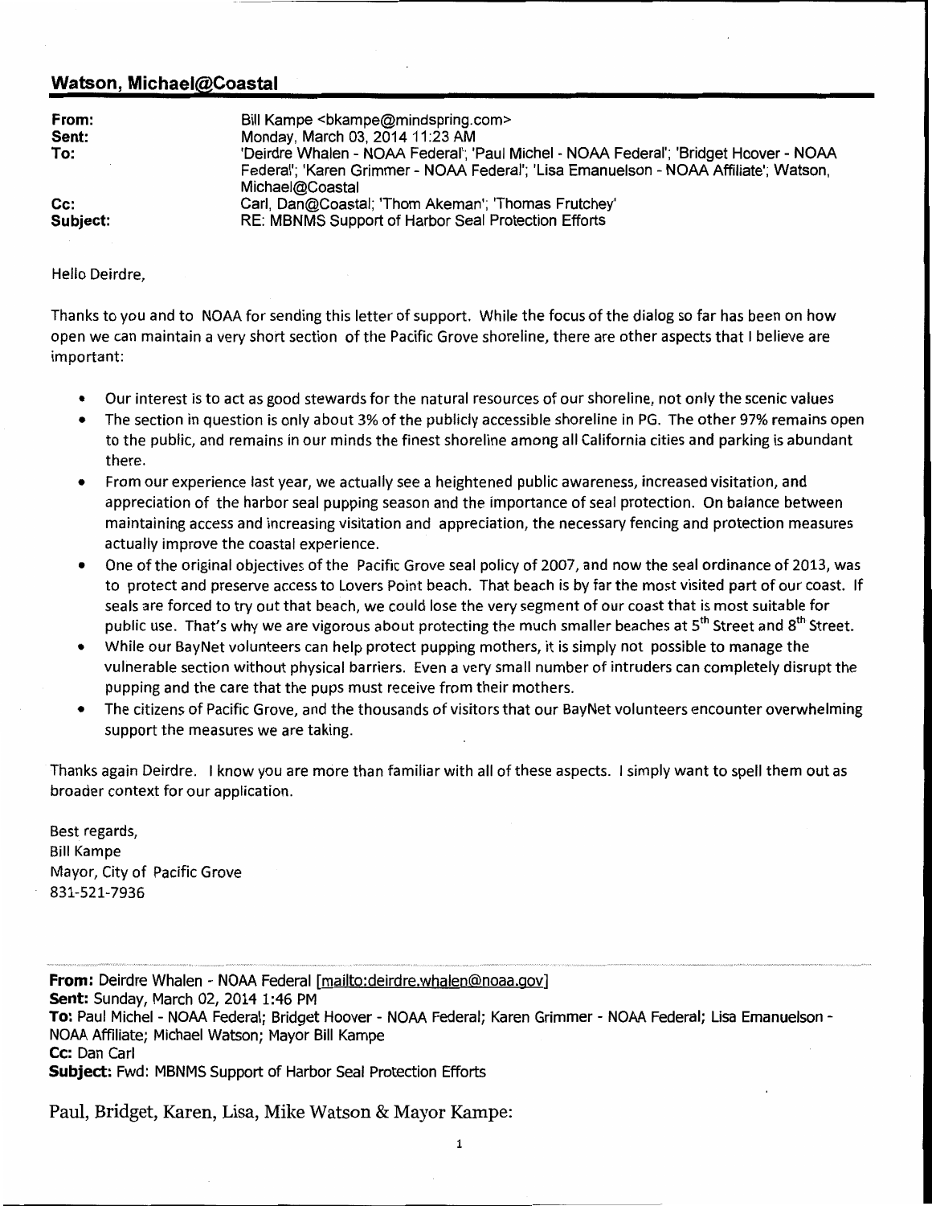## Watson, Michael@Coastal

| | |
|---|---|
| **From:** | Bill Kampe <bkampe@mindspring.com> |
| **Sent:** | Monday, March 03, 2014 11:23 AM |
| **To:** | 'Deirdre Whalen - NOAA Federal'; 'Paul Michel - NOAA Federal'; 'Bridget Hoover - NOAA Federal'; 'Karen Grimmer - NOAA Federal'; 'Lisa Emanuelson - NOAA Affiliate'; Watson, Michael@Coastal |
| **Cc:** | Carl, Dan@Coastal; 'Thom Akeman'; 'Thomas Frutchey' |
| **Subject:** | RE: MBNMS Support of Harbor Seal Protection Efforts |

Hello Deirdre,

Thanks to you and to NOAA for sending this letter of support. While the focus of the dialog so far has been on how open we can maintain a very short section of the Pacific Grove shoreline, there are other aspects that I believe are important:

- Our interest is to act as good stewards for the natural resources of our shoreline, not only the scenic values
- The section in question is only about 3% of the publicly accessible shoreline in PG. The other 97% remains open to the public, and remains in our minds the finest shoreline among all California cities and parking is abundant there.
- From our experience last year, we actually see a heightened public awareness, increased visitation, and appreciation of the harbor seal pupping season and the importance of seal protection. On balance between maintaining access and increasing visitation and appreciation, the necessary fencing and protection measures actually improve the coastal experience.
- One of the original objectives of the Pacific Grove seal policy of 2007, and now the seal ordinance of 2013, was to protect and preserve access to Lovers Point beach. That beach is by far the most visited part of our coast. If seals are forced to try out that beach, we could lose the very segment of our coast that is most suitable for public use. That's why we are vigorous about protecting the much smaller beaches at 5th Street and 8th Street.
- While our BayNet volunteers can help protect pupping mothers, it is simply not possible to manage the vulnerable section without physical barriers. Even a very small number of intruders can completely disrupt the pupping and the care that the pups must receive from their mothers.
- The citizens of Pacific Grove, and the thousands of visitors that our BayNet volunteers encounter overwhelming support the measures we are taking.

Thanks again Deirdre. I know you are more than familiar with all of these aspects. I simply want to spell them out as broader context for our application.

Best regards,
Bill Kampe
Mayor, City of Pacific Grove
831-521-7936

---

**From:** Deirdre Whalen - NOAA Federal [mailto:deirdre.whalen@noaa.gov]
**Sent:** Sunday, March 02, 2014 1:46 PM
**To:** Paul Michel - NOAA Federal; Bridget Hoover - NOAA Federal; Karen Grimmer - NOAA Federal; Lisa Emanuelson - NOAA Affiliate; Michael Watson; Mayor Bill Kampe
**Cc:** Dan Carl
**Subject:** Fwd: MBNMS Support of Harbor Seal Protection Efforts

Paul, Bridget, Karen, Lisa, Mike Watson & Mayor Kampe: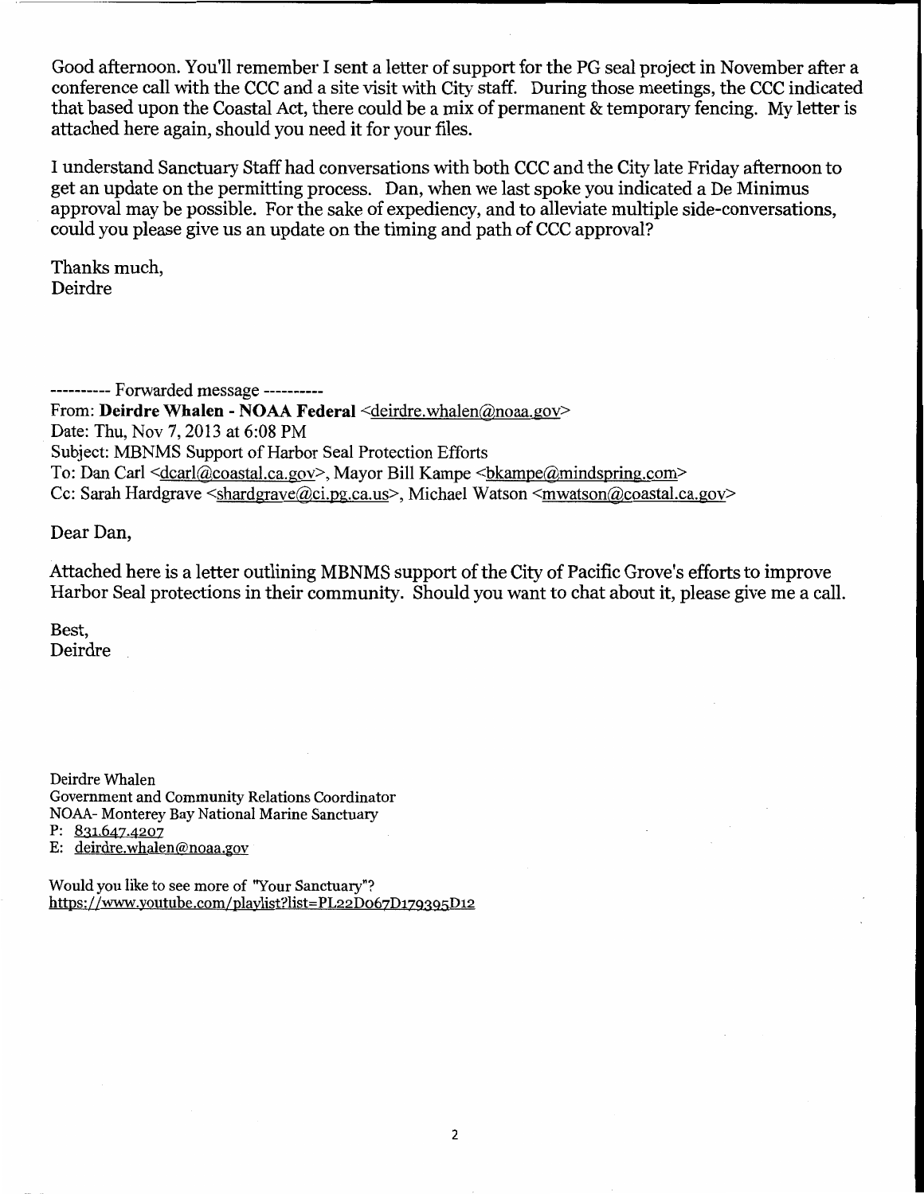Good afternoon. You'll remember I sent a letter of support for the PG seal project in November after a conference call with the CCC and a site visit with City staff. During those meetings, the CCC indicated that based upon the Coastal Act, there could be a mix of permanent & temporary fencing. My letter is attached here again, should you need it for your files.

I understand Sanctuary Staff had conversations with both CCC and the City late Friday afternoon to get an update on the permitting process. Dan, when we last spoke you indicated a De Minimus approval may be possible. For the sake of expediency, and to alleviate multiple side-conversations, could you please give us an update on the timing and path of CCC approval?

Thanks much,
Deirdre

---------- Forwarded message ----------
From: **Deirdre Whalen - NOAA Federal** <deirdre.whalen@noaa.gov>
Date: Thu, Nov 7, 2013 at 6:08 PM
Subject: MBNMS Support of Harbor Seal Protection Efforts
To: Dan Carl <dcarl@coastal.ca.gov>, Mayor Bill Kampe <bkampe@mindspring.com>
Cc: Sarah Hardgrave <shardgrave@ci.pg.ca.us>, Michael Watson <mwatson@coastal.ca.gov>

Dear Dan,

Attached here is a letter outlining MBNMS support of the City of Pacific Grove's efforts to improve Harbor Seal protections in their community. Should you want to chat about it, please give me a call.

Best,
Deirdre

Deirdre Whalen
Government and Community Relations Coordinator
NOAA- Monterey Bay National Marine Sanctuary
P: 831.647.4207
E: deirdre.whalen@noaa.gov

Would you like to see more of "Your Sanctuary"?
https://www.youtube.com/playlist?list=PL22D067D179395D12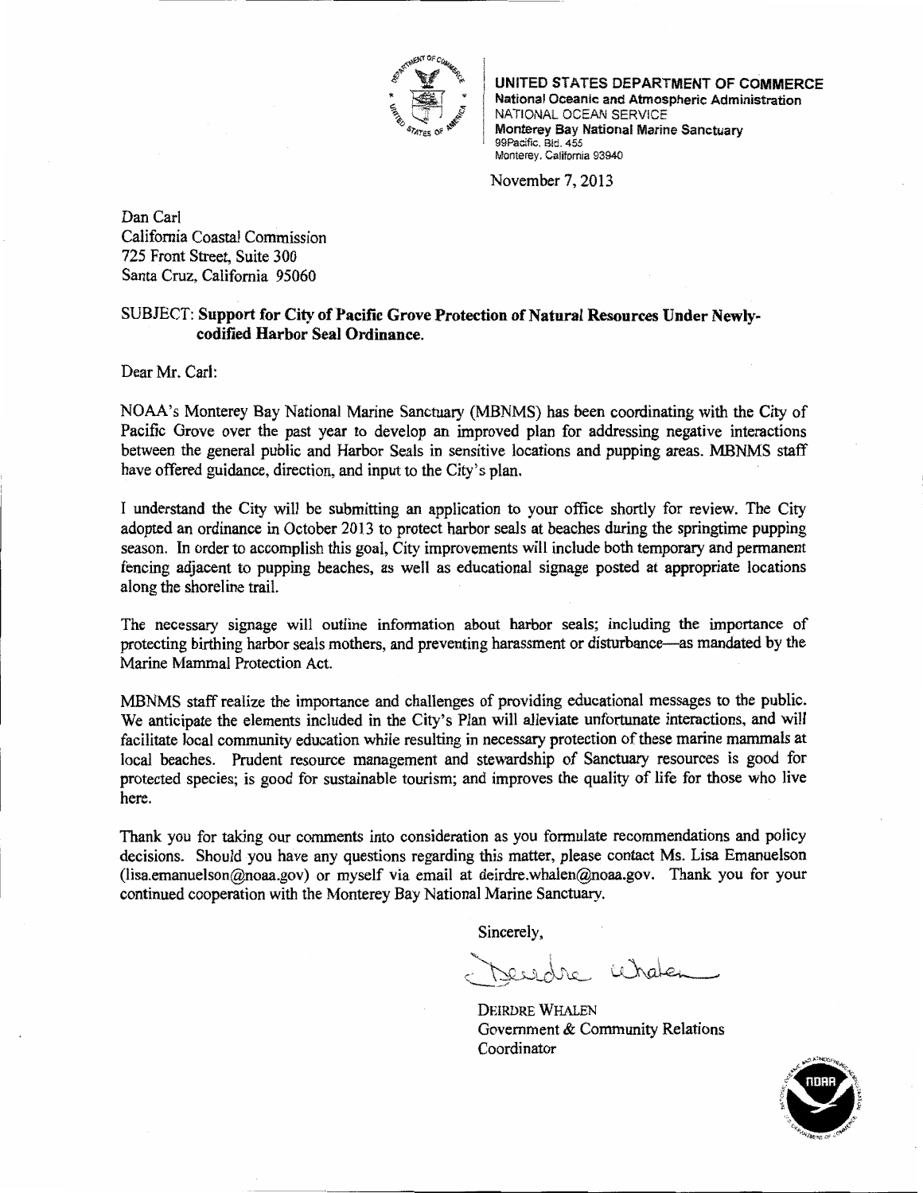**UNITED STATES DEPARTMENT OF COMMERCE**
**National Oceanic and Atmospheric Administration**
NATIONAL OCEAN SERVICE
**Monterey Bay National Marine Sanctuary**
99Pacific, Bld. 455
Monterey, California 93940

November 7, 2013

Dan Carl
California Coastal Commission
725 Front Street, Suite 300
Santa Cruz, California 95060

SUBJECT: **Support for City of Pacific Grove Protection of Natural Resources Under Newly-codified Harbor Seal Ordinance.**

Dear Mr. Carl:

NOAA's Monterey Bay National Marine Sanctuary (MBNMS) has been coordinating with the City of Pacific Grove over the past year to develop an improved plan for addressing negative interactions between the general public and Harbor Seals in sensitive locations and pupping areas. MBNMS staff have offered guidance, direction, and input to the City's plan.

I understand the City will be submitting an application to your office shortly for review. The City adopted an ordinance in October 2013 to protect harbor seals at beaches during the springtime pupping season. In order to accomplish this goal, City improvements will include both temporary and permanent fencing adjacent to pupping beaches, as well as educational signage posted at appropriate locations along the shoreline trail.

The necessary signage will outline information about harbor seals; including the importance of protecting birthing harbor seals mothers, and preventing harassment or disturbance—as mandated by the Marine Mammal Protection Act.

MBNMS staff realize the importance and challenges of providing educational messages to the public. We anticipate the elements included in the City's Plan will alleviate unfortunate interactions, and will facilitate local community education while resulting in necessary protection of these marine mammals at local beaches. Prudent resource management and stewardship of Sanctuary resources is good for protected species; is good for sustainable tourism; and improves the quality of life for those who live here.

Thank you for taking our comments into consideration as you formulate recommendations and policy decisions. Should you have any questions regarding this matter, please contact Ms. Lisa Emanuelson (lisa.emanuelson@noaa.gov) or myself via email at deirdre.whalen@noaa.gov. Thank you for your continued cooperation with the Monterey Bay National Marine Sanctuary.

Sincerely,

Deirdre Whalen

DEIRDRE WHALEN
Government & Community Relations Coordinator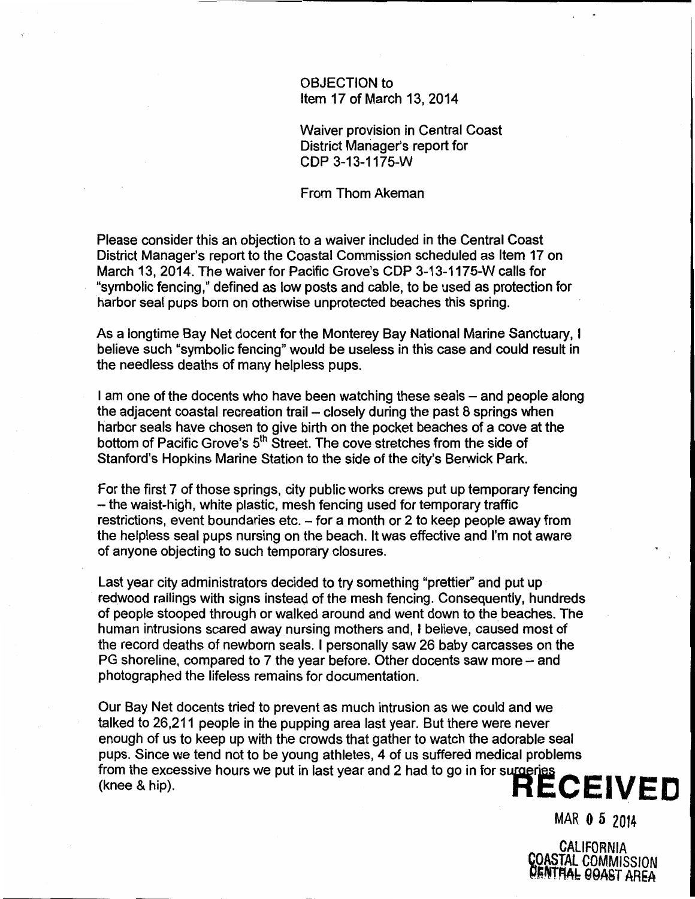OBJECTION to
Item 17 of March 13, 2014

Waiver provision in Central Coast District Manager's report for CDP 3-13-1175-W

From Thom Akeman

Please consider this an objection to a waiver included in the Central Coast District Manager's report to the Coastal Commission scheduled as Item 17 on March 13, 2014. The waiver for Pacific Grove's CDP 3-13-1175-W calls for "symbolic fencing," defined as low posts and cable, to be used as protection for harbor seal pups born on otherwise unprotected beaches this spring.

As a longtime Bay Net docent for the Monterey Bay National Marine Sanctuary, I believe such "symbolic fencing" would be useless in this case and could result in the needless deaths of many helpless pups.

I am one of the docents who have been watching these seals – and people along the adjacent coastal recreation trail – closely during the past 8 springs when harbor seals have chosen to give birth on the pocket beaches of a cove at the bottom of Pacific Grove's 5th Street. The cove stretches from the side of Stanford's Hopkins Marine Station to the side of the city's Berwick Park.

For the first 7 of those springs, city public works crews put up temporary fencing – the waist-high, white plastic, mesh fencing used for temporary traffic restrictions, event boundaries etc. – for a month or 2 to keep people away from the helpless seal pups nursing on the beach. It was effective and I'm not aware of anyone objecting to such temporary closures.

Last year city administrators decided to try something "prettier" and put up redwood railings with signs instead of the mesh fencing. Consequently, hundreds of people stooped through or walked around and went down to the beaches. The human intrusions scared away nursing mothers and, I believe, caused most of the record deaths of newborn seals. I personally saw 26 baby carcasses on the PG shoreline, compared to 7 the year before. Other docents saw more -- and photographed the lifeless remains for documentation.

Our Bay Net docents tried to prevent as much intrusion as we could and we talked to 26,211 people in the pupping area last year. But there were never enough of us to keep up with the crowds that gather to watch the adorable seal pups. Since we tend not to be young athletes, 4 of us suffered medical problems from the excessive hours we put in last year and 2 had to go in for surgeries (knee & hip).

RECEIVED

MAR 05 2014

CALIFORNIA
COASTAL COMMISSION
CENTRAL COAST AREA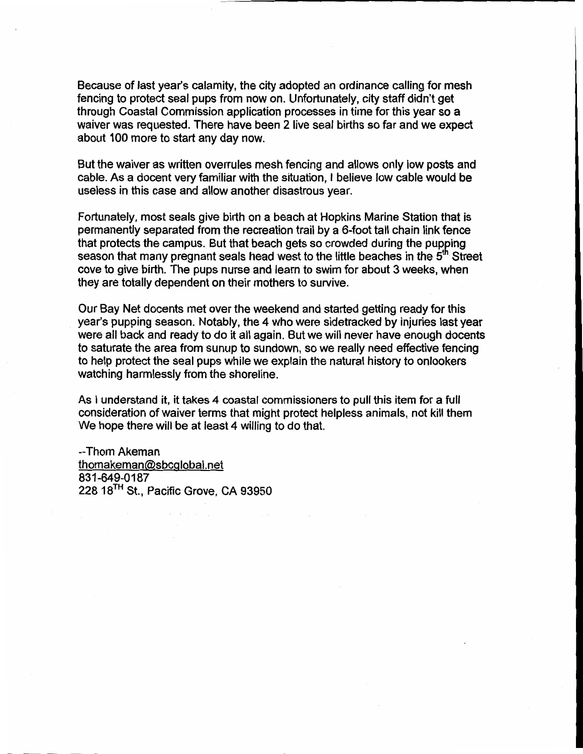Because of last year's calamity, the city adopted an ordinance calling for mesh fencing to protect seal pups from now on. Unfortunately, city staff didn't get through Coastal Commission application processes in time for this year so a waiver was requested. There have been 2 live seal births so far and we expect about 100 more to start any day now.

But the waiver as written overrules mesh fencing and allows only low posts and cable. As a docent very familiar with the situation, I believe low cable would be useless in this case and allow another disastrous year.

Fortunately, most seals give birth on a beach at Hopkins Marine Station that is permanently separated from the recreation trail by a 6-foot tall chain link fence that protects the campus. But that beach gets so crowded during the pupping season that many pregnant seals head west to the little beaches in the 5th Street cove to give birth. The pups nurse and learn to swim for about 3 weeks, when they are totally dependent on their mothers to survive.

Our Bay Net docents met over the weekend and started getting ready for this year's pupping season. Notably, the 4 who were sidetracked by injuries last year were all back and ready to do it all again. But we will never have enough docents to saturate the area from sunup to sundown, so we really need effective fencing to help protect the seal pups while we explain the natural history to onlookers watching harmlessly from the shoreline.

As I understand it, it takes 4 coastal commissioners to pull this item for a full consideration of waiver terms that might protect helpless animals, not kill them We hope there will be at least 4 willing to do that.

--Thom Akeman
thomakeman@sbcglobal.net
831-649-0187
228 18TH St., Pacific Grove, CA 93950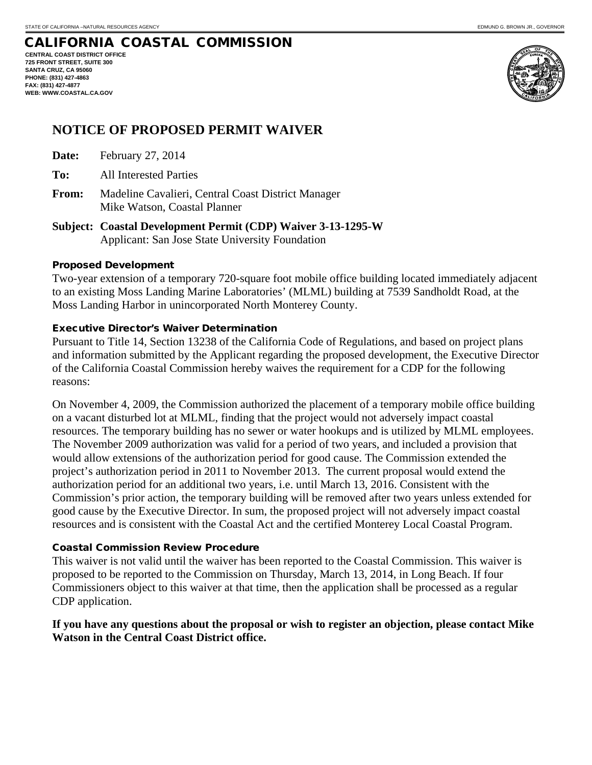STATE OF CALIFORNIA –NATURAL RESOURCES AGENCY

EDMUND G. BROWN JR., GOVERNOR

# CALIFORNIA COASTAL COMMISSION

**CENTRAL COAST DISTRICT OFFICE**
**725 FRONT STREET, SUITE 300**
**SANTA CRUZ, CA 95060**
**PHONE: (831) 427-4863**
**FAX: (831) 427-4877**
**WEB: WWW.COASTAL.CA.GOV**

## NOTICE OF PROPOSED PERMIT WAIVER

**Date:** February 27, 2014

**To:** All Interested Parties

**From:** Madeline Cavalieri, Central Coast District Manager
Mike Watson, Coastal Planner

**Subject: Coastal Development Permit (CDP) Waiver 3-13-1295-W**
Applicant: San Jose State University Foundation

### Proposed Development

Two-year extension of a temporary 720-square foot mobile office building located immediately adjacent to an existing Moss Landing Marine Laboratories' (MLML) building at 7539 Sandholdt Road, at the Moss Landing Harbor in unincorporated North Monterey County.

### Executive Director's Waiver Determination

Pursuant to Title 14, Section 13238 of the California Code of Regulations, and based on project plans and information submitted by the Applicant regarding the proposed development, the Executive Director of the California Coastal Commission hereby waives the requirement for a CDP for the following reasons:

On November 4, 2009, the Commission authorized the placement of a temporary mobile office building on a vacant disturbed lot at MLML, finding that the project would not adversely impact coastal resources. The temporary building has no sewer or water hookups and is utilized by MLML employees. The November 2009 authorization was valid for a period of two years, and included a provision that would allow extensions of the authorization period for good cause. The Commission extended the project's authorization period in 2011 to November 2013. The current proposal would extend the authorization period for an additional two years, i.e. until March 13, 2016. Consistent with the Commission's prior action, the temporary building will be removed after two years unless extended for good cause by the Executive Director. In sum, the proposed project will not adversely impact coastal resources and is consistent with the Coastal Act and the certified Monterey Local Coastal Program.

### Coastal Commission Review Procedure

This waiver is not valid until the waiver has been reported to the Coastal Commission. This waiver is proposed to be reported to the Commission on Thursday, March 13, 2014, in Long Beach. If four Commissioners object to this waiver at that time, then the application shall be processed as a regular CDP application.

**If you have any questions about the proposal or wish to register an objection, please contact Mike Watson in the Central Coast District office.**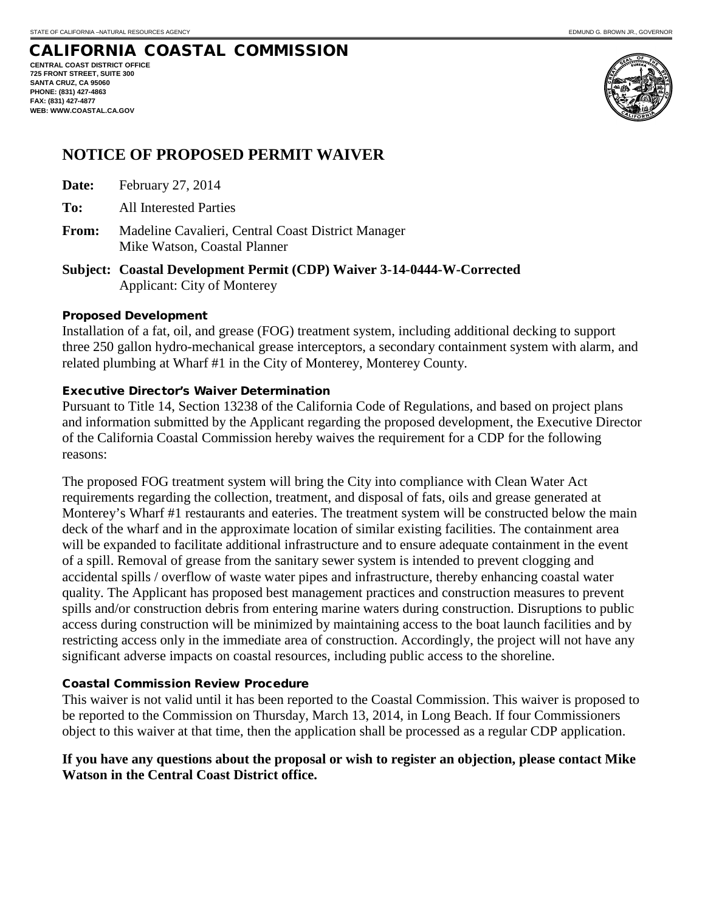STATE OF CALIFORNIA –NATURAL RESOURCES AGENCY EDMUND G. BROWN JR., GOVERNOR

# CALIFORNIA COASTAL COMMISSION

**CENTRAL COAST DISTRICT OFFICE**
**725 FRONT STREET, SUITE 300**
**SANTA CRUZ, CA 95060**
**PHONE: (831) 427-4863**
**FAX: (831) 427-4877**
**WEB: WWW.COASTAL.CA.GOV**

## NOTICE OF PROPOSED PERMIT WAIVER

**Date:** February 27, 2014

**To:** All Interested Parties

**From:** Madeline Cavalieri, Central Coast District Manager
Mike Watson, Coastal Planner

**Subject: Coastal Development Permit (CDP) Waiver 3-14-0444-W-Corrected**
Applicant: City of Monterey

### Proposed Development

Installation of a fat, oil, and grease (FOG) treatment system, including additional decking to support three 250 gallon hydro-mechanical grease interceptors, a secondary containment system with alarm, and related plumbing at Wharf #1 in the City of Monterey, Monterey County.

### Executive Director's Waiver Determination

Pursuant to Title 14, Section 13238 of the California Code of Regulations, and based on project plans and information submitted by the Applicant regarding the proposed development, the Executive Director of the California Coastal Commission hereby waives the requirement for a CDP for the following reasons:

The proposed FOG treatment system will bring the City into compliance with Clean Water Act requirements regarding the collection, treatment, and disposal of fats, oils and grease generated at Monterey's Wharf #1 restaurants and eateries. The treatment system will be constructed below the main deck of the wharf and in the approximate location of similar existing facilities. The containment area will be expanded to facilitate additional infrastructure and to ensure adequate containment in the event of a spill. Removal of grease from the sanitary sewer system is intended to prevent clogging and accidental spills / overflow of waste water pipes and infrastructure, thereby enhancing coastal water quality. The Applicant has proposed best management practices and construction measures to prevent spills and/or construction debris from entering marine waters during construction. Disruptions to public access during construction will be minimized by maintaining access to the boat launch facilities and by restricting access only in the immediate area of construction. Accordingly, the project will not have any significant adverse impacts on coastal resources, including public access to the shoreline.

### Coastal Commission Review Procedure

This waiver is not valid until it has been reported to the Coastal Commission. This waiver is proposed to be reported to the Commission on Thursday, March 13, 2014, in Long Beach. If four Commissioners object to this waiver at that time, then the application shall be processed as a regular CDP application.

**If you have any questions about the proposal or wish to register an objection, please contact Mike Watson in the Central Coast District office.**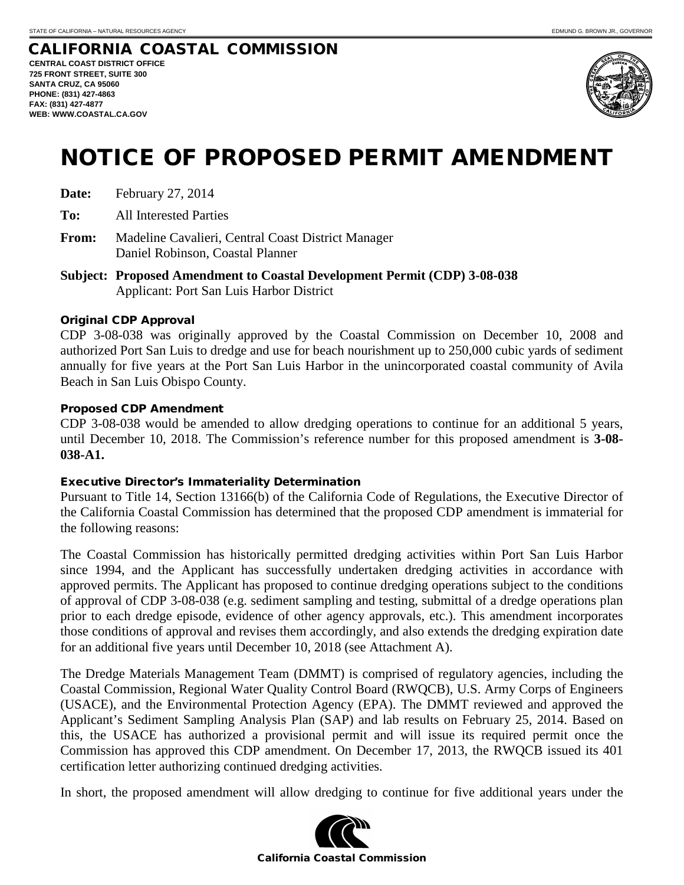STATE OF CALIFORNIA – NATURAL RESOURCES AGENCY EDMUND G. BROWN JR., GOVERNOR

# CALIFORNIA COASTAL COMMISSION

**CENTRAL COAST DISTRICT OFFICE**
**725 FRONT STREET, SUITE 300**
**SANTA CRUZ, CA 95060**
**PHONE: (831) 427-4863**
**FAX: (831) 427-4877**
**WEB: WWW.COASTAL.CA.GOV**

# NOTICE OF PROPOSED PERMIT AMENDMENT

**Date:** February 27, 2014

**To:** All Interested Parties

**From:** Madeline Cavalieri, Central Coast District Manager
Daniel Robinson, Coastal Planner

**Subject: Proposed Amendment to Coastal Development Permit (CDP) 3-08-038**
Applicant: Port San Luis Harbor District

### Original CDP Approval

CDP 3-08-038 was originally approved by the Coastal Commission on December 10, 2008 and authorized Port San Luis to dredge and use for beach nourishment up to 250,000 cubic yards of sediment annually for five years at the Port San Luis Harbor in the unincorporated coastal community of Avila Beach in San Luis Obispo County.

### Proposed CDP Amendment

CDP 3-08-038 would be amended to allow dredging operations to continue for an additional 5 years, until December 10, 2018. The Commission's reference number for this proposed amendment is **3-08-038-A1.**

### Executive Director's Immateriality Determination

Pursuant to Title 14, Section 13166(b) of the California Code of Regulations, the Executive Director of the California Coastal Commission has determined that the proposed CDP amendment is immaterial for the following reasons:

The Coastal Commission has historically permitted dredging activities within Port San Luis Harbor since 1994, and the Applicant has successfully undertaken dredging activities in accordance with approved permits. The Applicant has proposed to continue dredging operations subject to the conditions of approval of CDP 3-08-038 (e.g. sediment sampling and testing, submittal of a dredge operations plan prior to each dredge episode, evidence of other agency approvals, etc.). This amendment incorporates those conditions of approval and revises them accordingly, and also extends the dredging expiration date for an additional five years until December 10, 2018 (see Attachment A).

The Dredge Materials Management Team (DMMT) is comprised of regulatory agencies, including the Coastal Commission, Regional Water Quality Control Board (RWQCB), U.S. Army Corps of Engineers (USACE), and the Environmental Protection Agency (EPA). The DMMT reviewed and approved the Applicant's Sediment Sampling Analysis Plan (SAP) and lab results on February 25, 2014. Based on this, the USACE has authorized a provisional permit and will issue its required permit once the Commission has approved this CDP amendment. On December 17, 2013, the RWQCB issued its 401 certification letter authorizing continued dredging activities.

In short, the proposed amendment will allow dredging to continue for five additional years under the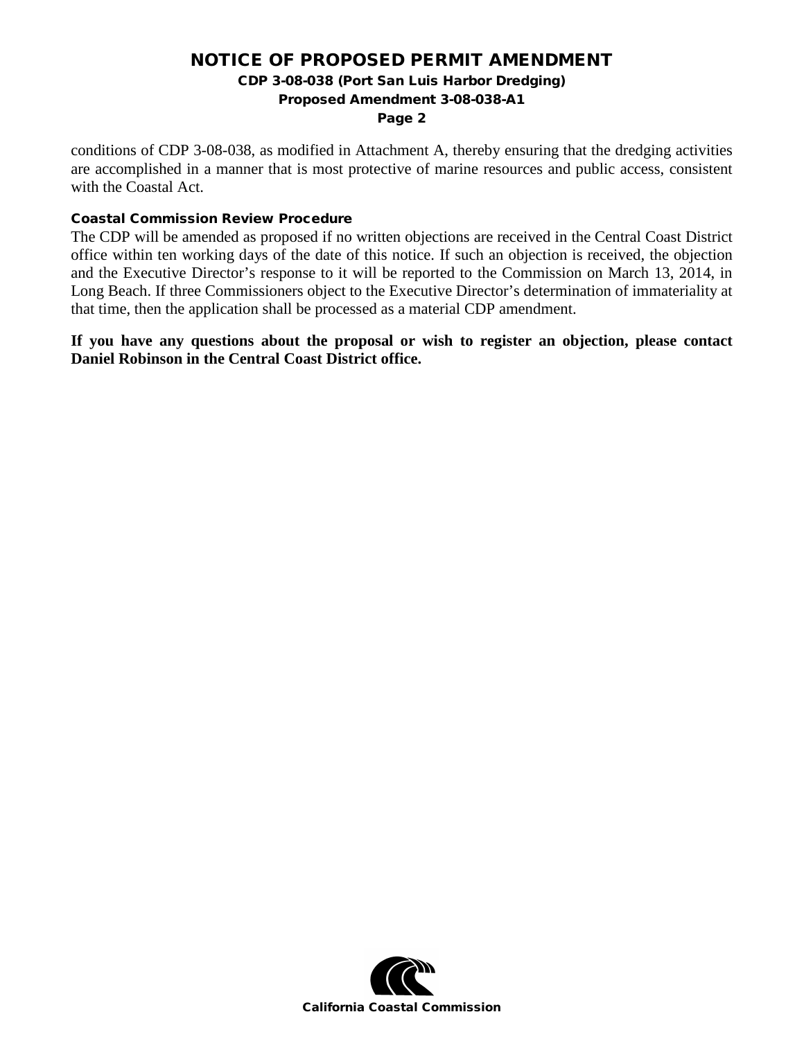conditions of CDP 3-08-038, as modified in Attachment A, thereby ensuring that the dredging activities are accomplished in a manner that is most protective of marine resources and public access, consistent with the Coastal Act.

### Coastal Commission Review Procedure

The CDP will be amended as proposed if no written objections are received in the Central Coast District office within ten working days of the date of this notice. If such an objection is received, the objection and the Executive Director's response to it will be reported to the Commission on March 13, 2014, in Long Beach. If three Commissioners object to the Executive Director's determination of immateriality at that time, then the application shall be processed as a material CDP amendment.

**If you have any questions about the proposal or wish to register an objection, please contact Daniel Robinson in the Central Coast District office.**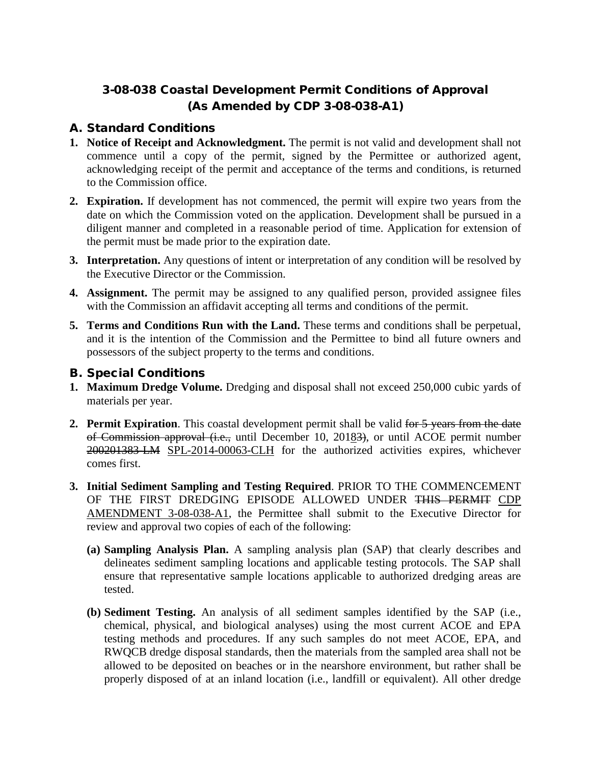# 3-08-038 Coastal Development Permit Conditions of Approval (As Amended by CDP 3-08-038-A1)

## A. Standard Conditions

1. **Notice of Receipt and Acknowledgment.** The permit is not valid and development shall not commence until a copy of the permit, signed by the Permittee or authorized agent, acknowledging receipt of the permit and acceptance of the terms and conditions, is returned to the Commission office.

2. **Expiration.** If development has not commenced, the permit will expire two years from the date on which the Commission voted on the application. Development shall be pursued in a diligent manner and completed in a reasonable period of time. Application for extension of the permit must be made prior to the expiration date.

3. **Interpretation.** Any questions of intent or interpretation of any condition will be resolved by the Executive Director or the Commission.

4. **Assignment.** The permit may be assigned to any qualified person, provided assignee files with the Commission an affidavit accepting all terms and conditions of the permit.

5. **Terms and Conditions Run with the Land.** These terms and conditions shall be perpetual, and it is the intention of the Commission and the Permittee to bind all future owners and possessors of the subject property to the terms and conditions.

## B. Special Conditions

1. **Maximum Dredge Volume.** Dredging and disposal shall not exceed 250,000 cubic yards of materials per year.

2. **Permit Expiration**. This coastal development permit shall be valid ~~for 5 years from the date of Commission approval (i.e.,~~ until December 10, 201~~3~~<u>8</u>~~)~~, or until ACOE permit number ~~200201383-LM~~ <u>SPL-2014-00063-CLH</u> for the authorized activities expires, whichever comes first.

3. **Initial Sediment Sampling and Testing Required**. PRIOR TO THE COMMENCEMENT OF THE FIRST DREDGING EPISODE ALLOWED UNDER ~~THIS PERMIT~~ <u>CDP AMENDMENT 3-08-038-A1</u>, the Permittee shall submit to the Executive Director for review and approval two copies of each of the following:

   **(a) Sampling Analysis Plan.** A sampling analysis plan (SAP) that clearly describes and delineates sediment sampling locations and applicable testing protocols. The SAP shall ensure that representative sample locations applicable to authorized dredging areas are tested.

   **(b) Sediment Testing.** An analysis of all sediment samples identified by the SAP (i.e., chemical, physical, and biological analyses) using the most current ACOE and EPA testing methods and procedures. If any such samples do not meet ACOE, EPA, and RWQCB dredge disposal standards, then the materials from the sampled area shall not be allowed to be deposited on beaches or in the nearshore environment, but rather shall be properly disposed of at an inland location (i.e., landfill or equivalent). All other dredge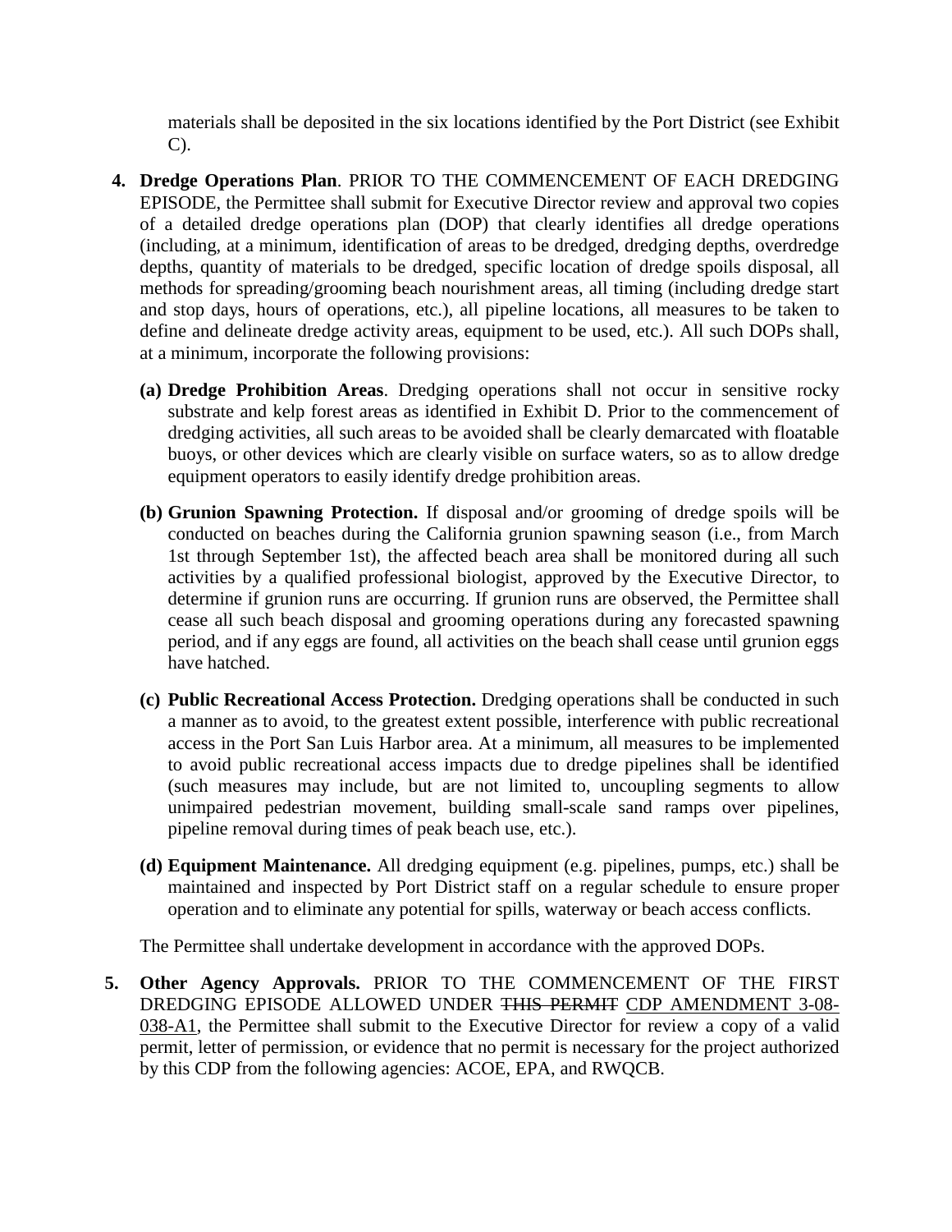materials shall be deposited in the six locations identified by the Port District (see Exhibit C).

4. **Dredge Operations Plan**. PRIOR TO THE COMMENCEMENT OF EACH DREDGING EPISODE, the Permittee shall submit for Executive Director review and approval two copies of a detailed dredge operations plan (DOP) that clearly identifies all dredge operations (including, at a minimum, identification of areas to be dredged, dredging depths, overdredge depths, quantity of materials to be dredged, specific location of dredge spoils disposal, all methods for spreading/grooming beach nourishment areas, all timing (including dredge start and stop days, hours of operations, etc.), all pipeline locations, all measures to be taken to define and delineate dredge activity areas, equipment to be used, etc.). All such DOPs shall, at a minimum, incorporate the following provisions:

   **(a) Dredge Prohibition Areas**. Dredging operations shall not occur in sensitive rocky substrate and kelp forest areas as identified in Exhibit D. Prior to the commencement of dredging activities, all such areas to be avoided shall be clearly demarcated with floatable buoys, or other devices which are clearly visible on surface waters, so as to allow dredge equipment operators to easily identify dredge prohibition areas.

   **(b) Grunion Spawning Protection.** If disposal and/or grooming of dredge spoils will be conducted on beaches during the California grunion spawning season (i.e., from March 1st through September 1st), the affected beach area shall be monitored during all such activities by a qualified professional biologist, approved by the Executive Director, to determine if grunion runs are occurring. If grunion runs are observed, the Permittee shall cease all such beach disposal and grooming operations during any forecasted spawning period, and if any eggs are found, all activities on the beach shall cease until grunion eggs have hatched.

   **(c) Public Recreational Access Protection.** Dredging operations shall be conducted in such a manner as to avoid, to the greatest extent possible, interference with public recreational access in the Port San Luis Harbor area. At a minimum, all measures to be implemented to avoid public recreational access impacts due to dredge pipelines shall be identified (such measures may include, but are not limited to, uncoupling segments to allow unimpaired pedestrian movement, building small-scale sand ramps over pipelines, pipeline removal during times of peak beach use, etc.).

   **(d) Equipment Maintenance.** All dredging equipment (e.g. pipelines, pumps, etc.) shall be maintained and inspected by Port District staff on a regular schedule to ensure proper operation and to eliminate any potential for spills, waterway or beach access conflicts.

   The Permittee shall undertake development in accordance with the approved DOPs.

5. **Other Agency Approvals.** PRIOR TO THE COMMENCEMENT OF THE FIRST DREDGING EPISODE ALLOWED UNDER ~~THIS PERMIT~~ <u>CDP AMENDMENT 3-08-038-A1</u>, the Permittee shall submit to the Executive Director for review a copy of a valid permit, letter of permission, or evidence that no permit is necessary for the project authorized by this CDP from the following agencies: ACOE, EPA, and RWQCB.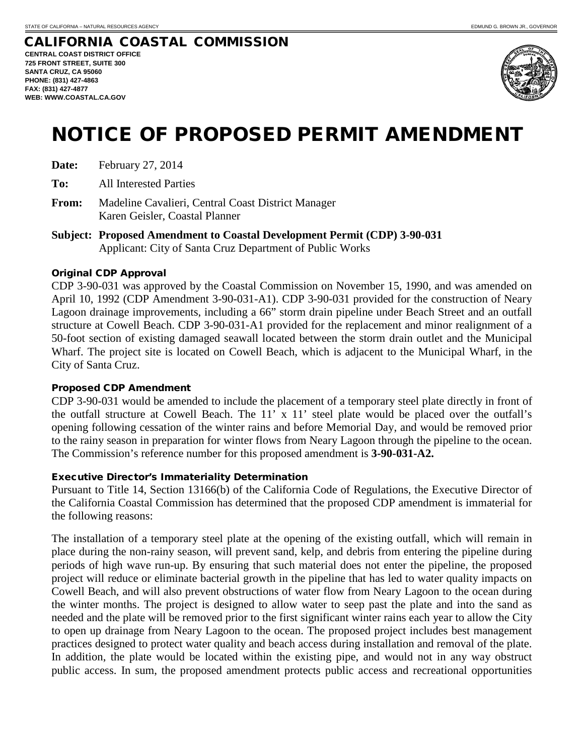STATE OF CALIFORNIA – NATURAL RESOURCES AGENCY

EDMUND G. BROWN JR., GOVERNOR

# CALIFORNIA COASTAL COMMISSION

**CENTRAL COAST DISTRICT OFFICE**
**725 FRONT STREET, SUITE 300**
**SANTA CRUZ, CA 95060**
**PHONE: (831) 427-4863**
**FAX: (831) 427-4877**
**WEB: WWW.COASTAL.CA.GOV**

# NOTICE OF PROPOSED PERMIT AMENDMENT

**Date:** February 27, 2014

**To:** All Interested Parties

**From:** Madeline Cavalieri, Central Coast District Manager
Karen Geisler, Coastal Planner

**Subject: Proposed Amendment to Coastal Development Permit (CDP) 3-90-031**
Applicant: City of Santa Cruz Department of Public Works

### Original CDP Approval

CDP 3-90-031 was approved by the Coastal Commission on November 15, 1990, and was amended on April 10, 1992 (CDP Amendment 3-90-031-A1). CDP 3-90-031 provided for the construction of Neary Lagoon drainage improvements, including a 66" storm drain pipeline under Beach Street and an outfall structure at Cowell Beach. CDP 3-90-031-A1 provided for the replacement and minor realignment of a 50-foot section of existing damaged seawall located between the storm drain outlet and the Municipal Wharf. The project site is located on Cowell Beach, which is adjacent to the Municipal Wharf, in the City of Santa Cruz.

### Proposed CDP Amendment

CDP 3-90-031 would be amended to include the placement of a temporary steel plate directly in front of the outfall structure at Cowell Beach. The 11' x 11' steel plate would be placed over the outfall's opening following cessation of the winter rains and before Memorial Day, and would be removed prior to the rainy season in preparation for winter flows from Neary Lagoon through the pipeline to the ocean. The Commission's reference number for this proposed amendment is **3-90-031-A2.**

### Executive Director's Immateriality Determination

Pursuant to Title 14, Section 13166(b) of the California Code of Regulations, the Executive Director of the California Coastal Commission has determined that the proposed CDP amendment is immaterial for the following reasons:

The installation of a temporary steel plate at the opening of the existing outfall, which will remain in place during the non-rainy season, will prevent sand, kelp, and debris from entering the pipeline during periods of high wave run-up. By ensuring that such material does not enter the pipeline, the proposed project will reduce or eliminate bacterial growth in the pipeline that has led to water quality impacts on Cowell Beach, and will also prevent obstructions of water flow from Neary Lagoon to the ocean during the winter months. The project is designed to allow water to seep past the plate and into the sand as needed and the plate will be removed prior to the first significant winter rains each year to allow the City to open up drainage from Neary Lagoon to the ocean. The proposed project includes best management practices designed to protect water quality and beach access during installation and removal of the plate. In addition, the plate would be located within the existing pipe, and would not in any way obstruct public access. In sum, the proposed amendment protects public access and recreational opportunities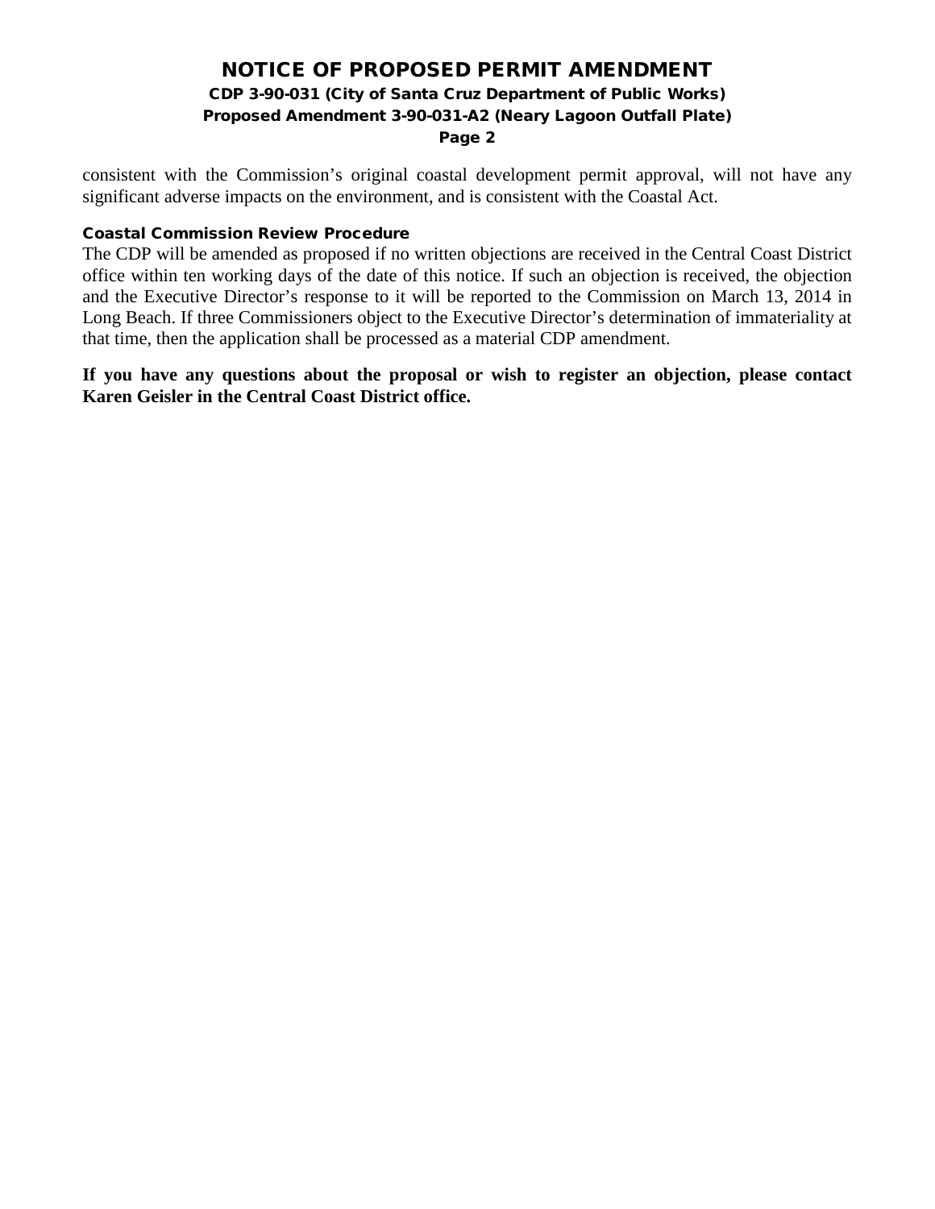consistent with the Commission's original coastal development permit approval, will not have any significant adverse impacts on the environment, and is consistent with the Coastal Act.

### Coastal Commission Review Procedure

The CDP will be amended as proposed if no written objections are received in the Central Coast District office within ten working days of the date of this notice. If such an objection is received, the objection and the Executive Director's response to it will be reported to the Commission on March 13, 2014 in Long Beach. If three Commissioners object to the Executive Director's determination of immateriality at that time, then the application shall be processed as a material CDP amendment.

**If you have any questions about the proposal or wish to register an objection, please contact Karen Geisler in the Central Coast District office.**